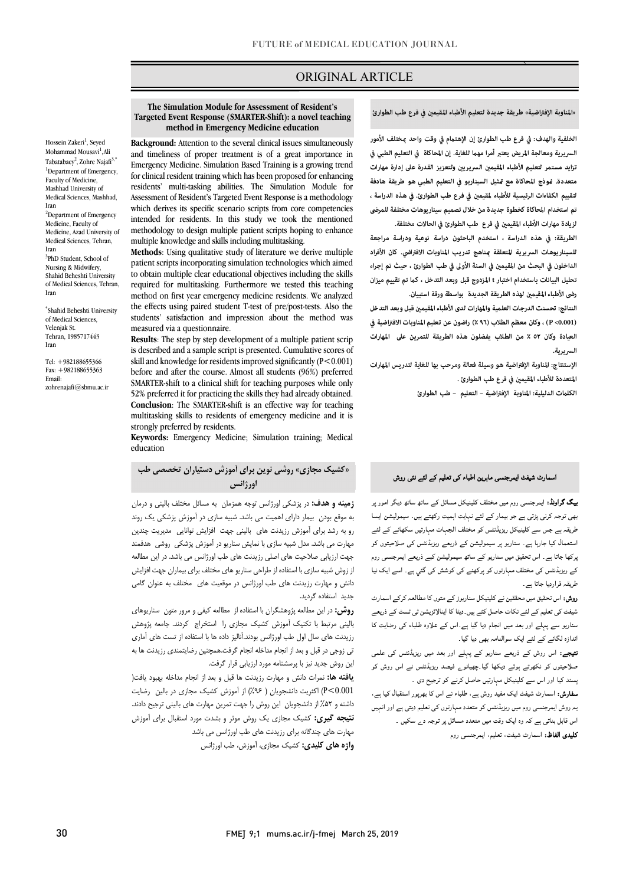ORIGINAL ARTICLE

## The Simulation Module for Assessment of Resident's Targeted Event Response (SMARTER-Shift): a novel teaching method in Emergency Medicine education

Hossein Zakeri[1], Seyed Mohammad Mousavi[1], Ali Tabatabaey[2], Zohre Najafi[3,*]

[1]Department of Emergency, Faculty of Medicine, Mashhad University of Medical Sciences, Mashhad, Iran

[2]Department of Emergency Medicine, Faculty of Medicine, Azad University of Medical Sciences, Tehran, Iran

[3]PhD Student, School of Nursing & Midwifery, Shahid Beheshti University of Medical Sciences, Tehran, Iran

*Shahid Beheshti University of Medical Sciences, Velenjak St. Tehran, 1985717443 Iran

Tel: +982188655366
Fax: +982188655363
Email: zohrenajafi@sbmu.ac.ir

**Background:** Attention to the several clinical issues simultaneously and timeliness of proper treatment is of a great importance in Emergency Medicine. Simulation Based Training is a growing trend for clinical resident training which has been proposed for enhancing residents' multi-tasking abilities. The Simulation Module for Assessment of Resident's Targeted Event Response is a methodology which derives its specific scenario scripts from core competencies intended for residents. In this study we took the mentioned methodology to design multiple patient scripts hoping to enhance multiple knowledge and skills including multitasking.

**Methods**: Using qualitative study of literature we derive multiple patient scripts incorporating simulation technologies which aimed to obtain multiple clear educational objectives including the skills required for multitasking. Furthermore we tested this teaching method on first year emergency medicine residents. We analyzed the effects using paired student T-test of pre/post-tests. Also the students' satisfaction and impression about the method was measured via a questionnaire.

**Results**: The step by step development of a multiple patient scrip is described and a sample script is presented. Cumulative scores of skill and knowledge for residents improved significantly ($P<0.001$) before and after the course. Almost all students (96%) preferred SMARTER-shift to a clinical shift for teaching purposes while only 52% preferred it for practicing the skills they had already obtained.

**Conclusion**: The SMARTER-shift is an effective way for teaching multitasking skills to residents of emergency medicine and it is strongly preferred by residents.

**Keywords:** Emergency Medicine; Simulation training; Medical education

## «المناوبة الإفتراضية» طريقة جديدة لتعليم الأطباء المقيمين في فرع طب الطوارئ

**الخلفية والهدف:** في فرع طب الطوارئ إن الإهتمام في وقت واحد بمختلف الأمور السريرية ومعالجة المريض يعتبر أمرا مهما للغاية. إن المحاكاة في التعليم الطبي في تزايد مستمر لتعليم الأطباء المقيمين السريريين ولتعزيز القدرة على إدارة مهارات متعددة. نموذج المحاكاة مع تمثيل السيناريو في التعليم الطبي هو طريقة هادفة لتقييم الكفاءات الرئيسية للأطباء المقيمين في فرع طب الطوارئ. في هذه الدراسة ، تم استخدام المحاكاة كخطوة جديدة من خلال تصميم سيناريوهات مختلفة للمرضى لزيادة مهارات الأطباء المقيمين في فرع طب الطوارئ في الحالات مختلفة.

**الطريقة:** في هذه الدراسة ، استخدم الباحثون دراسة نوعية ودراسة مراجعة للسيناريوهات السريرية المتعلقة بمناهج تدريب المناوبات الافتراضي. كان الأفراد الداخلون في البحث من المقيمين في السنة الأولى في طب الطوارئ ، حيث تم إجراء تحليل البيانات باستخدام اختبار t المزدوج قبل وبعد التدخل ، كما تم تقييم ميزان رضى الأطباء المقيمين لهذه الطريقة الجديدة بواسطة ورقة استبيان.

**النتائج:** تحسنت الدرجات العلمية والمهارات لدى الأطباء المقيمين قبل وبعد التدخل (P <0.001) ، وكان معظم الطلاب (۹۶ ٪) راضون عن تعليم المناوبات الافتراضية في العيادة وكان ۵۲ ٪ من الطلاب يفضلون هذه الطريقة للتمرين على المهارات السريرية.

**الإستنتاج:** المناوبة الإفتراضية هو وسيلة فعالة ومرحب بها للغاية لتدريس المهارات المتعددة للأطباء المقيمين في فرع طب الطوارئ .

**الكلمات الدليلية:** المناوبة الإفتراضية – التعليم – طب الطوارئ

## «کشیک مجازی» روشی نوین برای آموزش دستیاران تخصصی طب اورژانس

**زمینه و هدف:** در پزشکی اورژانس توجه همزمان به مسائل مختلف بالینی و درمان به موقع بودن بیمار دارای اهمیت می باشد. شبیه سازی در آموزش پزشکی یک روند رو به رشد برای آموزش رزیدنت های بالینی جهت افزایش توانایی مدیریت چندین مهارت می باشد. مدل شبیه سازی با نمایش سناریو در آموزش پزشکی روشی هدفمند جهت ارزیابی صلاحیت های اصلی رزیدنت های طب اورژانس می باشد. در این مطالعه از روش شبیه سازی با استفاده از طراحی سناریو های مختلف برای بیماران جهت افزایش دانش و مهارت رزیدنت های طب اورژانس در موقعیت های مختلف به عنوان گامی جدید استفاده گردید.

**روش:** در این مطالعه پژوهشگران با استفاده از مطالعه کیفی و مرور متون سناریوهای بالینی مرتبط با تکنیک آموزش کشیک مجازی را استخراج کردند. جامعه پژوهش رزیدنت های سال اول طب اورژانس بودند.آنالیز داده ها با استفاده از تست های آماری تی زوجی در قبل و بعد از انجام مداخله انجام گرفت.همچنین رضایتمندی رزیدنت ها به این روش جدید نیز با پرسشنامه مورد ارزیابی قرار گرفت.

**یافته ها:** نمرات دانش و مهارت رزیدنت ها قبل و بعد از انجام مداخله بهبود یافت( P<0.001) اکثریت دانشجویان ( ۹۶٪) از آموزش کشیک مجازی در بالین رضایت داشته و ۵۲٪ از دانشجویان این روش را جهت تمرین مهارت های بالینی ترجیح دادند.

**نتیجه گیری:** کشیک مجازی یک روش موثر و بشدت مورد استقبال برای آموزش مهارت های چندگانه برای رزیدنت های طب اورژانس می باشد

**واژه های کلیدی:** کشیک مجازی، آموزش، طب اورژانس

## اسمارٹ شیفٹ ایمرجنسی ماہرین اطباء کی تعلیم کے لئے نئی روش

**بیک گراونڈ:** ایمرجنسی روم میں مختلف کلینیکل مسائل کے ساتھ ساتھ دیگر امور پر بھی توجہ کرنی پڑتی ہے جو بیمار کے لئے نہایت اہمیت رکھتے ہیں۔ سیمولیشن ایسا طریقہ ہے جس سے کلینیکل ریزیڈنٹس کو مختلف الجہات مہارتیں سکھانے کے لئے استعمال کیا جارہا ہے۔ سناریو پر سیمولیشن کے ذریعے ریزیڈنٹس کی صلاحیتوں کو پرکھا جاتا ہے۔ اس تحقیق میں سناریو کے ساتھ سیمولیشن کیے ذریعے ایمرجنسی روم کے ریزیڈنٹس کی مختلف مہارتوں کو پرکھنے کی کوشش کی گئی ہے۔ اسے ایک نیا طریقہ قراردیا جاتا ہے ۔

**روش:** اس تحقیق میں محققین نے کلینیکل سناریوز کے متوں کا مطالعہ کرکے اسمارٹ شیفٹ کی تعلیم کے لئے نکات حاصل کئے ہیں۔ڈیٹا کا اینالائزیشن ٹی ٹسٹ کے ذریعے سناریو سے پہلے اور بعد میں انجام دیا گیا ہے۔اس کے علاوہ طلباء کی رضایت کا اندازہ لگانے کے لئے ایک سوالنامہ بھی دیا گیا۔

**نتیجے:** اس روش کے ذریعے سناریو کے پہلے اور بعد میں ریزیڈنٹس کی علمی صلاحیتوں کو نکھرتے ہوئے دیکھا گیا۔چھیانوے فیصد ریزیڈنٹس نے اس روش کو پسند کیا اور اس سے کلینیکل مہارتیں حاصل کرنے کو ترجیح دی ۔

**سفارش:** اسمارٹ شیفٹ ایک مفید روش ہے، طلباء نے اس کا بھرپور استقبال کیا ہے، یہ روش ایمرجنسی روم میں ریزیڈنٹس کو متعدد مہارتوں کی تعلیم دیتی ہے اور انہیں اس قابل بناتی ہے کہ وہ ایک وقت میں متعدد مسائل پر توجہ دے سکیں ۔

**کلیدی الفاظ:** اسمارٹ شیفٹ، تعلیم، ایمرجنسی روم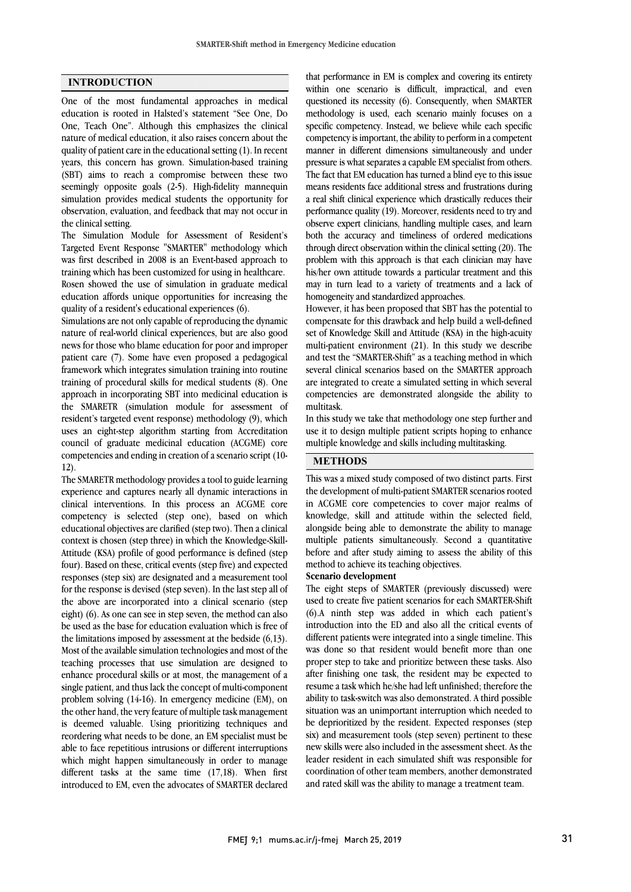## INTRODUCTION

One of the most fundamental approaches in medical education is rooted in Halsted's statement "See One, Do One, Teach One". Although this emphasizes the clinical nature of medical education, it also raises concern about the quality of patient care in the educational setting (1). In recent years, this concern has grown. Simulation-based training (SBT) aims to reach a compromise between these two seemingly opposite goals (2-5). High-fidelity mannequin simulation provides medical students the opportunity for observation, evaluation, and feedback that may not occur in the clinical setting.

The Simulation Module for Assessment of Resident's Targeted Event Response "SMARTER" methodology which was first described in 2008 is an Event-based approach to training which has been customized for using in healthcare. Rosen showed the use of simulation in graduate medical education affords unique opportunities for increasing the quality of a resident's educational experiences (6).

Simulations are not only capable of reproducing the dynamic nature of real-world clinical experiences, but are also good news for those who blame education for poor and improper patient care (7). Some have even proposed a pedagogical framework which integrates simulation training into routine training of procedural skills for medical students (8). One approach in incorporating SBT into medicinal education is the SMARETR (simulation module for assessment of resident's targeted event response) methodology (9), which uses an eight-step algorithm starting from Accreditation council of graduate medicinal education (ACGME) core competencies and ending in creation of a scenario script (10-12).

The SMARETR methodology provides a tool to guide learning experience and captures nearly all dynamic interactions in clinical interventions. In this process an ACGME core competency is selected (step one), based on which educational objectives are clarified (step two). Then a clinical context is chosen (step three) in which the Knowledge-Skill-Attitude (KSA) profile of good performance is defined (step four). Based on these, critical events (step five) and expected responses (step six) are designated and a measurement tool for the response is devised (step seven). In the last step all of the above are incorporated into a clinical scenario (step eight) (6). As one can see in step seven, the method can also be used as the base for education evaluation which is free of the limitations imposed by assessment at the bedside (6,13). Most of the available simulation technologies and most of the teaching processes that use simulation are designed to enhance procedural skills or at most, the management of a single patient, and thus lack the concept of multi-component problem solving (14-16). In emergency medicine (EM), on the other hand, the very feature of multiple task management is deemed valuable. Using prioritizing techniques and reordering what needs to be done, an EM specialist must be able to face repetitious intrusions or different interruptions which might happen simultaneously in order to manage different tasks at the same time (17,18). When first introduced to EM, even the advocates of SMARTER declared that performance in EM is complex and covering its entirety within one scenario is difficult, impractical, and even questioned its necessity (6). Consequently, when SMARTER methodology is used, each scenario mainly focuses on a specific competency. Instead, we believe while each specific competency is important, the ability to perform in a competent manner in different dimensions simultaneously and under pressure is what separates a capable EM specialist from others. The fact that EM education has turned a blind eye to this issue means residents face additional stress and frustrations during a real shift clinical experience which drastically reduces their performance quality (19). Moreover, residents need to try and observe expert clinicians, handling multiple cases, and learn both the accuracy and timeliness of ordered medications through direct observation within the clinical setting (20). The problem with this approach is that each clinician may have his/her own attitude towards a particular treatment and this may in turn lead to a variety of treatments and a lack of homogeneity and standardized approaches.

However, it has been proposed that SBT has the potential to compensate for this drawback and help build a well-defined set of Knowledge Skill and Attitude (KSA) in the high-acuity multi-patient environment (21). In this study we describe and test the "SMARTER-Shift" as a teaching method in which several clinical scenarios based on the SMARTER approach are integrated to create a simulated setting in which several competencies are demonstrated alongside the ability to multitask.

In this study we take that methodology one step further and use it to design multiple patient scripts hoping to enhance multiple knowledge and skills including multitasking.

## METHODS

This was a mixed study composed of two distinct parts. First the development of multi-patient SMARTER scenarios rooted in ACGME core competencies to cover major realms of knowledge, skill and attitude within the selected field, alongside being able to demonstrate the ability to manage multiple patients simultaneously. Second a quantitative before and after study aiming to assess the ability of this method to achieve its teaching objectives.

**Scenario development**

The eight steps of SMARTER (previously discussed) were used to create five patient scenarios for each SMARTER-Shift (6).A ninth step was added in which each patient's introduction into the ED and also all the critical events of different patients were integrated into a single timeline. This was done so that resident would benefit more than one proper step to take and prioritize between these tasks. Also after finishing one task, the resident may be expected to resume a task which he/she had left unfinished; therefore the ability to task-switch was also demonstrated. A third possible situation was an unimportant interruption which needed to be deprioritized by the resident. Expected responses (step six) and measurement tools (step seven) pertinent to these new skills were also included in the assessment sheet. As the leader resident in each simulated shift was responsible for coordination of other team members, another demonstrated and rated skill was the ability to manage a treatment team.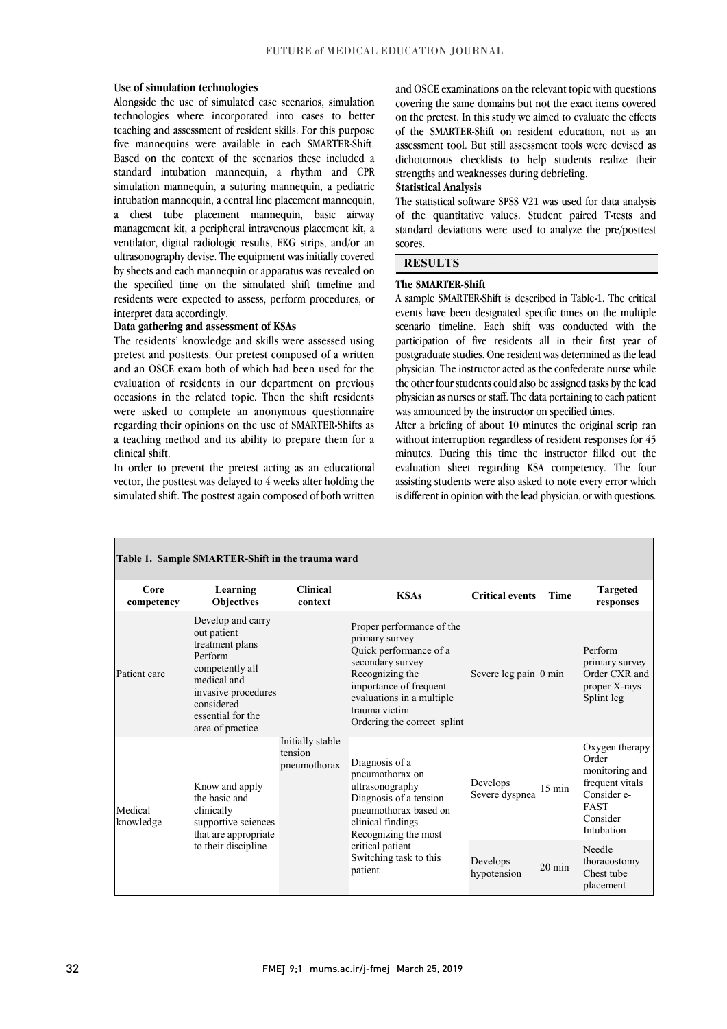**Use of simulation technologies**

Alongside the use of simulated case scenarios, simulation technologies where incorporated into cases to better teaching and assessment of resident skills. For this purpose five mannequins were available in each SMARTER-Shift. Based on the context of the scenarios these included a standard intubation mannequin, a rhythm and CPR simulation mannequin, a suturing mannequin, a pediatric intubation mannequin, a central line placement mannequin, a chest tube placement mannequin, basic airway management kit, a peripheral intravenous placement kit, a ventilator, digital radiologic results, EKG strips, and/or an ultrasonography devise. The equipment was initially covered by sheets and each mannequin or apparatus was revealed on the specified time on the simulated shift timeline and residents were expected to assess, perform procedures, or interpret data accordingly.

**Data gathering and assessment of KSAs**

The residents' knowledge and skills were assessed using pretest and posttests. Our pretest composed of a written and an OSCE exam both of which had been used for the evaluation of residents in our department on previous occasions in the related topic. Then the shift residents were asked to complete an anonymous questionnaire regarding their opinions on the use of SMARTER-Shifts as a teaching method and its ability to prepare them for a clinical shift.

In order to prevent the pretest acting as an educational vector, the posttest was delayed to 4 weeks after holding the simulated shift. The posttest again composed of both written and OSCE examinations on the relevant topic with questions covering the same domains but not the exact items covered on the pretest. In this study we aimed to evaluate the effects of the SMARTER-Shift on resident education, not as an assessment tool. But still assessment tools were devised as dichotomous checklists to help students realize their strengths and weaknesses during debriefing.

**Statistical Analysis**

The statistical software SPSS V21 was used for data analysis of the quantitative values. Student paired T-tests and standard deviations were used to analyze the pre/posttest scores.

## RESULTS

**The SMARTER-Shift**

A sample SMARTER-Shift is described in Table-1. The critical events have been designated specific times on the multiple scenario timeline. Each shift was conducted with the participation of five residents all in their first year of postgraduate studies. One resident was determined as the lead physician. The instructor acted as the confederate nurse while the other four students could also be assigned tasks by the lead physician as nurses or staff. The data pertaining to each patient was announced by the instructor on specified times.

After a briefing of about 10 minutes the original scrip ran without interruption regardless of resident responses for 45 minutes. During this time the instructor filled out the evaluation sheet regarding KSA competency. The four assisting students were also asked to note every error which is different in opinion with the lead physician, or with questions.

**Table 1. Sample SMARTER-Shift in the trauma ward**

| Core competency | Learning Objectives | Clinical context | KSAs | Critical events | Time | Targeted responses |
|---|---|---|---|---|---|---|
| Patient care | Develop and carry out patient treatment plans<br>Perform competently all medical and invasive procedures considered essential for the area of practice | Initially stable tension pneumothorax | Proper performance of the primary survey<br>Quick performance of a secondary survey<br>Recognizing the importance of frequent evaluations in a multiple trauma victim<br>Ordering the correct splint | Severe leg pain | 0 min | Perform primary survey<br>Order CXR and proper X-rays<br>Splint leg |
| Medical knowledge | Know and apply the basic and clinically supportive sciences that are appropriate to their discipline | | Diagnosis of a pneumothorax on ultrasonography<br>Diagnosis of a tension pneumothorax based on clinical findings<br>Recognizing the most critical patient<br>Switching task to this patient | Develops Severe dyspnea | 15 min | Oxygen therapy<br>Order monitoring and frequent vitals<br>Consider e-FAST<br>Consider Intubation |
| | | | | Develops hypotension | 20 min | Needle thoracostomy<br>Chest tube placement |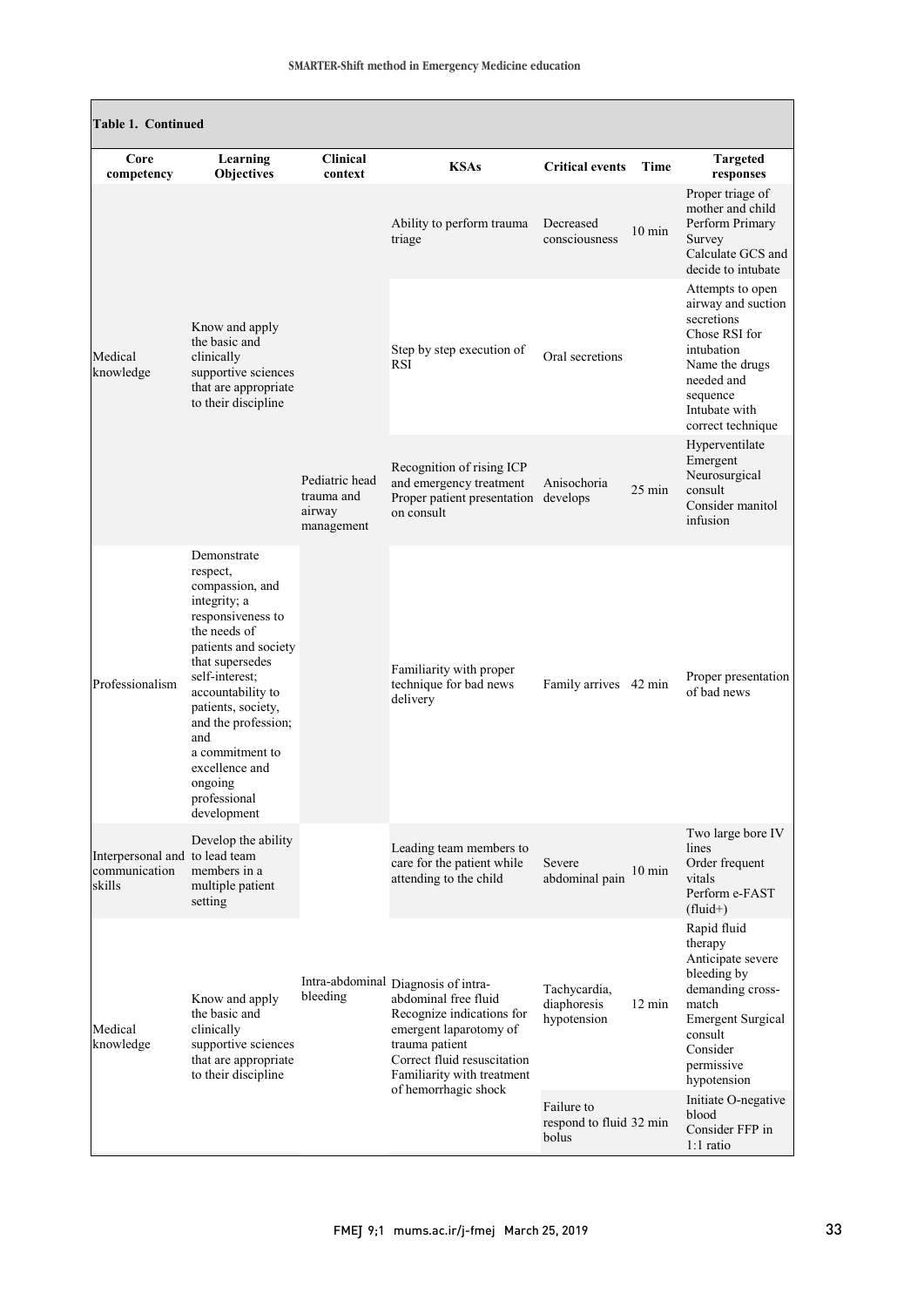**Table 1. Continued**

| Core competency | Learning Objectives | Clinical context | KSAs | Critical events | Time | Targeted responses |
|---|---|---|---|---|---|---|
| Medical knowledge | Know and apply the basic and clinically supportive sciences that are appropriate to their discipline | Pediatric head trauma and airway management | Ability to perform trauma triage | Decreased consciousness | 10 min | Proper triage of mother and child<br>Perform Primary Survey<br>Calculate GCS and decide to intubate |
| | | | Step by step execution of RSI | Oral secretions | | Attempts to open airway and suction secretions<br>Chose RSI for intubation<br>Name the drugs needed and sequence<br>Intubate with correct technique |
| | | | Recognition of rising ICP and emergency treatment<br>Proper patient presentation on consult | Anisochoria develops | 25 min | Hyperventilate<br>Emergent Neurosurgical consult<br>Consider manitol infusion |
| Professionalism | Demonstrate respect, compassion, and integrity; a responsiveness to the needs of patients and society that supersedes self-interest; accountability to patients, society, and the profession; and a commitment to excellence and ongoing professional development | | Familiarity with proper technique for bad news delivery | Family arrives | 42 min | Proper presentation of bad news |
| Interpersonal and communication skills | Develop the ability to lead team members in a multiple patient setting | Intra-abdominal bleeding | Leading team members to care for the patient while attending to the child | Severe abdominal pain | 10 min | Two large bore IV lines<br>Order frequent vitals<br>Perform e-FAST (fluid+) |
| Medical knowledge | Know and apply the basic and clinically supportive sciences that are appropriate to their discipline | | Diagnosis of intra-abdominal free fluid<br>Recognize indications for emergent laparotomy of trauma patient<br>Correct fluid resuscitation<br>Familiarity with treatment of hemorrhagic shock | Tachycardia, diaphoresis hypotension | 12 min | Rapid fluid therapy<br>Anticipate severe bleeding by demanding cross-match<br>Emergent Surgical consult<br>Consider permissive hypotension |
| | | | | Failure to respond to fluid bolus | 32 min | Initiate O-negative blood<br>Consider FFP in 1:1 ratio |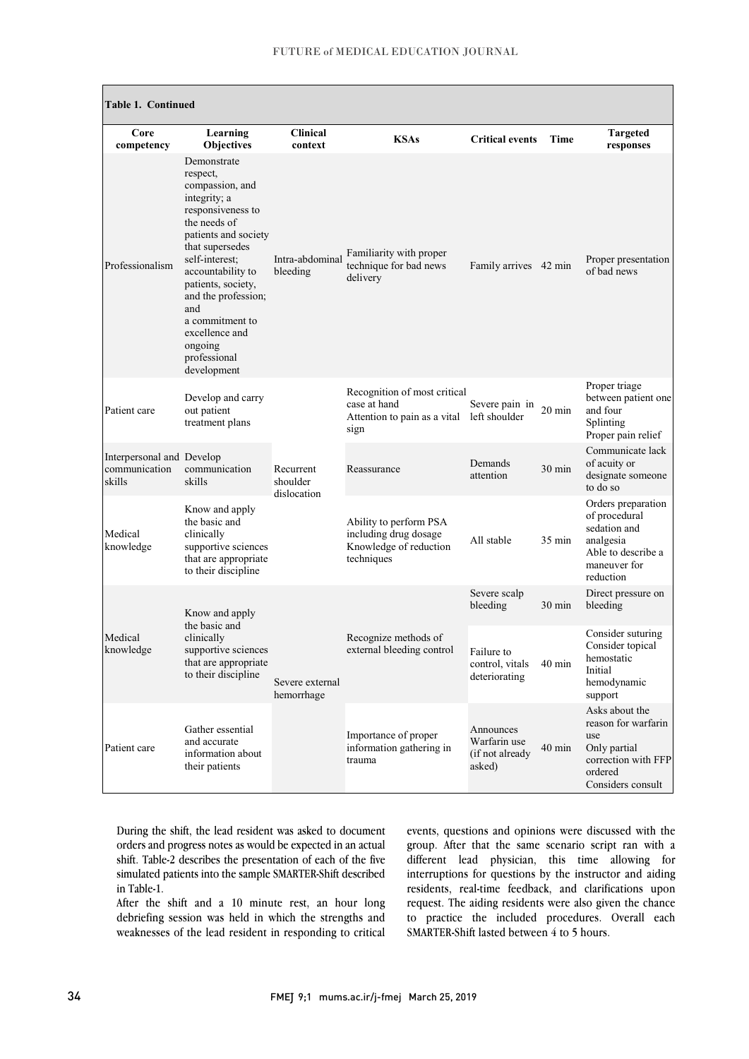**Table 1. Continued**

| Core competency | Learning Objectives | Clinical context | KSAs | Critical events | Time | Targeted responses |
|---|---|---|---|---|---|---|
| Professionalism | Demonstrate respect, compassion, and integrity; a responsiveness to the needs of patients and society that supersedes self-interest; accountability to patients, society, and the profession; and a commitment to excellence and ongoing professional development | Intra-abdominal bleeding | Familiarity with proper technique for bad news delivery | Family arrives | 42 min | Proper presentation of bad news |
| Patient care | Develop and carry out patient treatment plans | Recurrent shoulder dislocation | Recognition of most critical case at hand<br>Attention to pain as a vital sign | Severe pain in left shoulder | 20 min | Proper triage between patient one and four<br>Splinting<br>Proper pain relief |
| Interpersonal and communication skills | Develop communication skills | | Reassurance | Demands attention | 30 min | Communicate lack of acuity or designate someone to do so |
| Medical knowledge | Know and apply the basic and clinically supportive sciences that are appropriate to their discipline | | Ability to perform PSA including drug dosage<br>Knowledge of reduction techniques | All stable | 35 min | Orders preparation of procedural sedation and analgesia<br>Able to describe a maneuver for reduction |
| Medical knowledge | Know and apply the basic and clinically supportive sciences that are appropriate to their discipline | Severe external hemorrhage | Recognize methods of external bleeding control | Severe scalp bleeding | 30 min | Direct pressure on bleeding |
| | | | | Failure to control, vitals deteriorating | 40 min | Consider suturing<br>Consider topical hemostatic<br>Initial hemodynamic support |
| Patient care | Gather essential and accurate information about their patients | | Importance of proper information gathering in trauma | Announces Warfarin use (if not already asked) | 40 min | Asks about the reason for warfarin use<br>Only partial correction with FFP ordered<br>Considers consult |

During the shift, the lead resident was asked to document orders and progress notes as would be expected in an actual shift. Table-2 describes the presentation of each of the five simulated patients into the sample SMARTER-Shift described in Table-1.

After the shift and a 10 minute rest, an hour long debriefing session was held in which the strengths and weaknesses of the lead resident in responding to critical events, questions and opinions were discussed with the group. After that the same scenario script ran with a different lead physician, this time allowing for interruptions for questions by the instructor and aiding residents, real-time feedback, and clarifications upon request. The aiding residents were also given the chance to practice the included procedures. Overall each SMARTER-Shift lasted between 4 to 5 hours.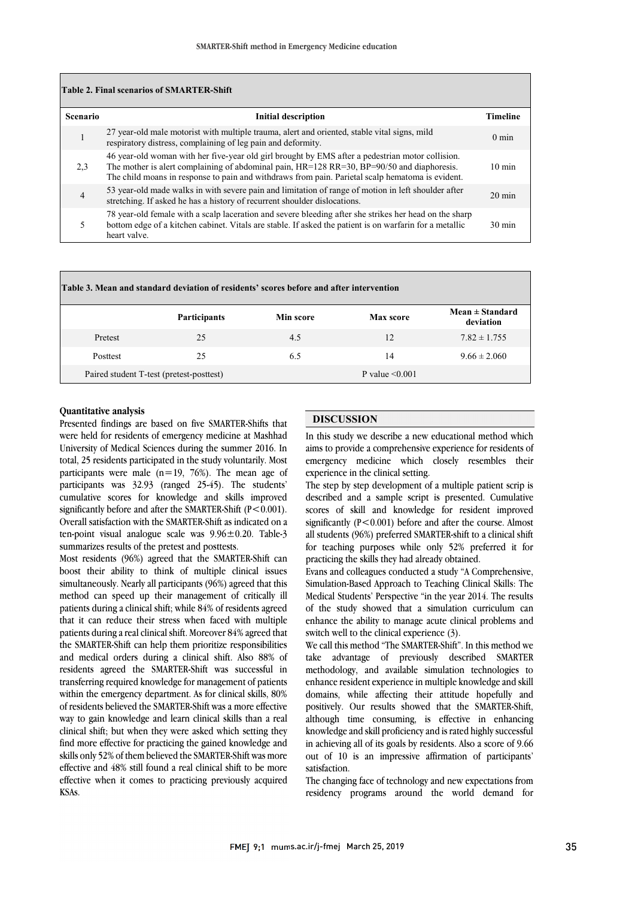**Table 2. Final scenarios of SMARTER-Shift**

| Scenario | Initial description | Timeline |
|---|---|---|
| 1 | 27 year-old male motorist with multiple trauma, alert and oriented, stable vital signs, mild respiratory distress, complaining of leg pain and deformity. | 0 min |
| 2,3 | 46 year-old woman with her five-year old girl brought by EMS after a pedestrian motor collision. The mother is alert complaining of abdominal pain, HR=128 RR=30, BP=90/50 and diaphoresis. The child moans in response to pain and withdraws from pain. Parietal scalp hematoma is evident. | 10 min |
| 4 | 53 year-old made walks in with severe pain and limitation of range of motion in left shoulder after stretching. If asked he has a history of recurrent shoulder dislocations. | 20 min |
| 5 | 78 year-old female with a scalp laceration and severe bleeding after she strikes her head on the sharp bottom edge of a kitchen cabinet. Vitals are stable. If asked the patient is on warfarin for a metallic heart valve. | 30 min |

**Table 3. Mean and standard deviation of residents' scores before and after intervention**

| | Participants | Min score | Max score | Mean ± Standard deviation |
|---|---|---|---|---|
| Pretest | 25 | 4.5 | 12 | 7.82 ± 1.755 |
| Posttest | 25 | 6.5 | 14 | 9.66 ± 2.060 |
| Paired student T-test (pretest-posttest) | | P value <0.001 | | |

**Quantitative analysis**

Presented findings are based on five SMARTER-Shifts that were held for residents of emergency medicine at Mashhad University of Medical Sciences during the summer 2016. In total, 25 residents participated in the study voluntarily. Most participants were male (n=19, 76%). The mean age of participants was 32.93 (ranged 25-45). The students' cumulative scores for knowledge and skills improved significantly before and after the SMARTER-Shift ($P<0.001$). Overall satisfaction with the SMARTER-Shift as indicated on a ten-point visual analogue scale was 9.96±0.20. Table-3 summarizes results of the pretest and posttests.

Most residents (96%) agreed that the SMARTER-Shift can boost their ability to think of multiple clinical issues simultaneously. Nearly all participants (96%) agreed that this method can speed up their management of critically ill patients during a clinical shift; while 84% of residents agreed that it can reduce their stress when faced with multiple patients during a real clinical shift. Moreover 84% agreed that the SMARTER-Shift can help them prioritize responsibilities and medical orders during a clinical shift. Also 88% of residents agreed the SMARTER-Shift was successful in transferring required knowledge for management of patients within the emergency department. As for clinical skills, 80% of residents believed the SMARTER-Shift was a more effective way to gain knowledge and learn clinical skills than a real clinical shift; but when they were asked which setting they find more effective for practicing the gained knowledge and skills only 52% of them believed the SMARTER-Shift was more effective and 48% still found a real clinical shift to be more effective when it comes to practicing previously acquired KSAs.

## DISCUSSION

In this study we describe a new educational method which aims to provide a comprehensive experience for residents of emergency medicine which closely resembles their experience in the clinical setting.

The step by step development of a multiple patient scrip is described and a sample script is presented. Cumulative scores of skill and knowledge for resident improved significantly ($P<0.001$) before and after the course. Almost all students (96%) preferred SMARTER-shift to a clinical shift for teaching purposes while only 52% preferred it for practicing the skills they had already obtained.

Evans and colleagues conducted a study "A Comprehensive, Simulation-Based Approach to Teaching Clinical Skills: The Medical Students' Perspective "in the year 2014. The results of the study showed that a simulation curriculum can enhance the ability to manage acute clinical problems and switch well to the clinical experience (3).

We call this method "The SMARTER-Shift". In this method we take advantage of previously described SMARTER methodology, and available simulation technologies to enhance resident experience in multiple knowledge and skill domains, while affecting their attitude hopefully and positively. Our results showed that the SMARTER-Shift, although time consuming, is effective in enhancing knowledge and skill proficiency and is rated highly successful in achieving all of its goals by residents. Also a score of 9.66 out of 10 is an impressive affirmation of participants' satisfaction.

The changing face of technology and new expectations from residency programs around the world demand for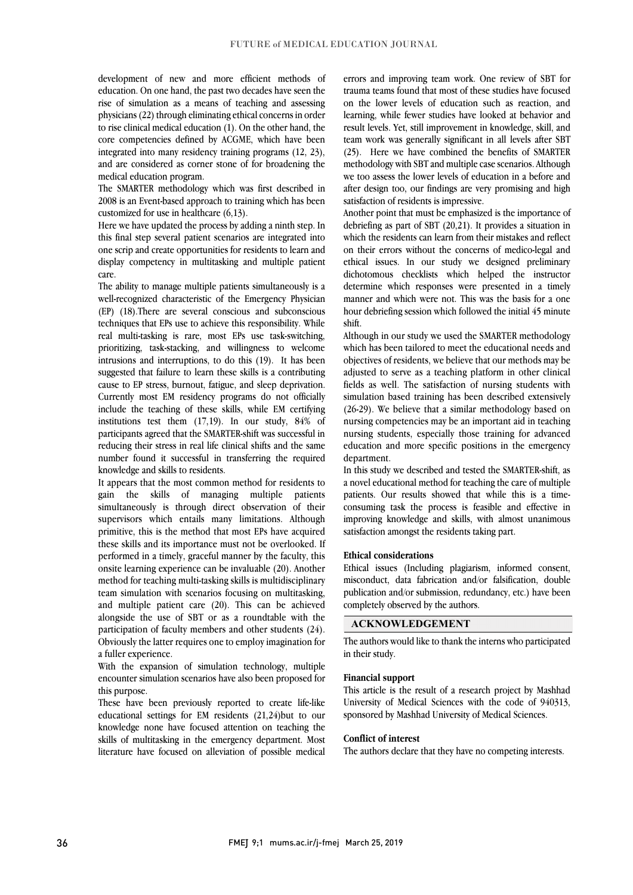development of new and more efficient methods of education. On one hand, the past two decades have seen the rise of simulation as a means of teaching and assessing physicians (22) through eliminating ethical concerns in order to rise clinical medical education (1). On the other hand, the core competencies defined by ACGME, which have been integrated into many residency training programs (12, 23), and are considered as corner stone of for broadening the medical education program.

The SMARTER methodology which was first described in 2008 is an Event-based approach to training which has been customized for use in healthcare (6,13).

Here we have updated the process by adding a ninth step. In this final step several patient scenarios are integrated into one scrip and create opportunities for residents to learn and display competency in multitasking and multiple patient care.

The ability to manage multiple patients simultaneously is a well-recognized characteristic of the Emergency Physician (EP) (18).There are several conscious and subconscious techniques that EPs use to achieve this responsibility. While real multi-tasking is rare, most EPs use task-switching, prioritizing, task-stacking, and willingness to welcome intrusions and interruptions, to do this (19). It has been suggested that failure to learn these skills is a contributing cause to EP stress, burnout, fatigue, and sleep deprivation. Currently most EM residency programs do not officially include the teaching of these skills, while EM certifying institutions test them (17,19). In our study, 84% of participants agreed that the SMARTER-shift was successful in reducing their stress in real life clinical shifts and the same number found it successful in transferring the required knowledge and skills to residents.

It appears that the most common method for residents to gain the skills of managing multiple patients simultaneously is through direct observation of their supervisors which entails many limitations. Although primitive, this is the method that most EPs have acquired these skills and its importance must not be overlooked. If performed in a timely, graceful manner by the faculty, this onsite learning experience can be invaluable (20). Another method for teaching multi-tasking skills is multidisciplinary team simulation with scenarios focusing on multitasking, and multiple patient care (20). This can be achieved alongside the use of SBT or as a roundtable with the participation of faculty members and other students (24). Obviously the latter requires one to employ imagination for a fuller experience.

With the expansion of simulation technology, multiple encounter simulation scenarios have also been proposed for this purpose.

These have been previously reported to create life-like educational settings for EM residents (21,24)but to our knowledge none have focused attention on teaching the skills of multitasking in the emergency department. Most literature have focused on alleviation of possible medical errors and improving team work. One review of SBT for trauma teams found that most of these studies have focused on the lower levels of education such as reaction, and learning, while fewer studies have looked at behavior and result levels. Yet, still improvement in knowledge, skill, and team work was generally significant in all levels after SBT (25). Here we have combined the benefits of SMARTER methodology with SBT and multiple case scenarios. Although we too assess the lower levels of education in a before and after design too, our findings are very promising and high satisfaction of residents is impressive.

Another point that must be emphasized is the importance of debriefing as part of SBT (20,21). It provides a situation in which the residents can learn from their mistakes and reflect on their errors without the concerns of medico-legal and ethical issues. In our study we designed preliminary dichotomous checklists which helped the instructor determine which responses were presented in a timely manner and which were not. This was the basis for a one hour debriefing session which followed the initial 45 minute shift.

Although in our study we used the SMARTER methodology which has been tailored to meet the educational needs and objectives of residents, we believe that our methods may be adjusted to serve as a teaching platform in other clinical fields as well. The satisfaction of nursing students with simulation based training has been described extensively (26-29). We believe that a similar methodology based on nursing competencies may be an important aid in teaching nursing students, especially those training for advanced education and more specific positions in the emergency department.

In this study we described and tested the SMARTER-shift, as a novel educational method for teaching the care of multiple patients. Our results showed that while this is a time-consuming task the process is feasible and effective in improving knowledge and skills, with almost unanimous satisfaction amongst the residents taking part.

#### Ethical considerations

Ethical issues (Including plagiarism, informed consent, misconduct, data fabrication and/or falsification, double publication and/or submission, redundancy, etc.) have been completely observed by the authors.

## ACKNOWLEDGEMENT

The authors would like to thank the interns who participated in their study.

#### Financial support

This article is the result of a research project by Mashhad University of Medical Sciences with the code of 940313, sponsored by Mashhad University of Medical Sciences.

#### Conflict of interest

The authors declare that they have no competing interests.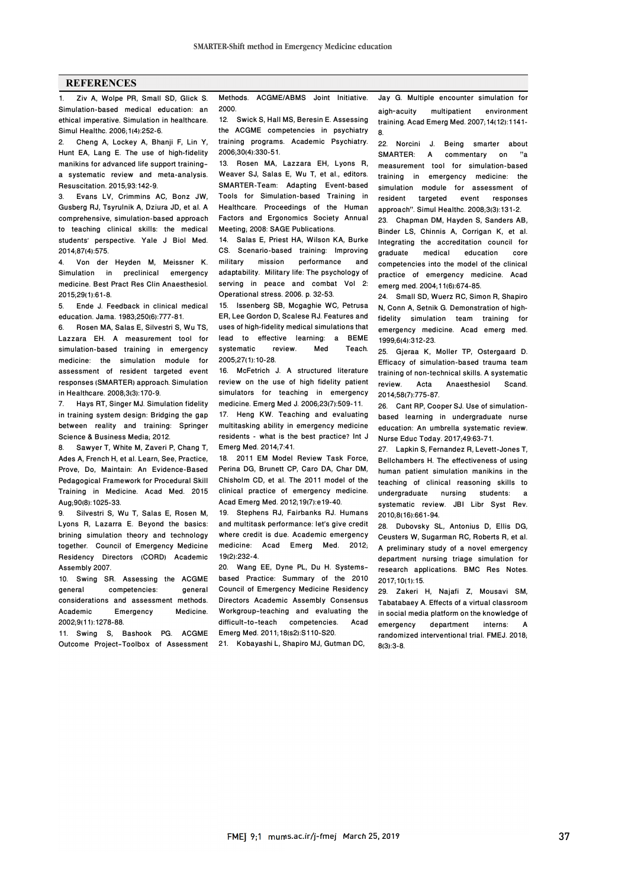## REFERENCES

1. Ziv A, Wolpe PR, Small SD, Glick S. Simulation-based medical education: an ethical imperative. Simulation in healthcare. Simul Healthc. 2006;1(4):252-6.
2. Cheng A, Lockey A, Bhanji F, Lin Y, Hunt EA, Lang E. The use of high-fidelity manikins for advanced life support training–a systematic review and meta-analysis. Resuscitation. 2015;93:142-9.
3. Evans LV, Crimmins AC, Bonz JW, Gusberg RJ, Tsyrulnik A, Dziura JD, et al. A comprehensive, simulation-based approach to teaching clinical skills: the medical students' perspective. Yale J Biol Med. 2014;87(4):575.
4. Von der Heyden M, Meissner K. Simulation in preclinical emergency medicine. Best Pract Res Clin Anaesthesiol. 2015;29(1):61-8.
5. Ende J. Feedback in clinical medical education. Jama. 1983;250(6):777-81.
6. Rosen MA, Salas E, Silvestri S, Wu TS, Lazzara EH. A measurement tool for simulation-based training in emergency medicine: the simulation module for assessment of resident targeted event responses (SMARTER) approach. Simulation in Healthcare. 2008;3(3):170-9.
7. Hays RT, Singer MJ. Simulation fidelity in training system design: Bridging the gap between reality and training: Springer Science & Business Media; 2012.
8. Sawyer T, White M, Zaveri P, Chang T, Ades A, French H, et al. Learn, See, Practice, Prove, Do, Maintain: An Evidence-Based Pedagogical Framework for Procedural Skill Training in Medicine. Acad Med. 2015 Aug;90(8):1025-33.
9. Silvestri S, Wu T, Salas E, Rosen M, Lyons R, Lazarra E. Beyond the basics: brining simulation theory and technology together. Council of Emergency Medicine Residency Directors (CORD) Academic Assembly 2007.
10. Swing SR. Assessing the ACGME general competencies: general considerations and assessment methods. Academic Emergency Medicine. 2002;9(11):1278-88.
11. Swing S, Bashook PG. ACGME Outcome Project–Toolbox of Assessment Methods. ACGME/ABMS Joint Initiative. 2000.
12. Swick S, Hall MS, Beresin E. Assessing the ACGME competencies in psychiatry training programs. Academic Psychiatry. 2006;30(4):330-51.
13. Rosen MA, Lazzara EH, Lyons R, Weaver SJ, Salas E, Wu T, et al., editors. SMARTER-Team: Adapting Event-based Tools for Simulation-based Training in Healthcare. Proceedings of the Human Factors and Ergonomics Society Annual Meeting; 2008: SAGE Publications.
14. Salas E, Priest HA, Wilson KA, Burke CS. Scenario-based training: Improving military mission performance and adaptability. Military life: The psychology of serving in peace and combat Vol 2: Operational stress. 2006. p. 32-53.
15. Issenberg SB, Mcgaghie WC, Petrusa ER, Lee Gordon D, Scalese RJ. Features and uses of high-fidelity medical simulations that lead to effective learning: a BEME systematic review. Med Teach. 2005;27(1):10-28.
16. McFetrich J. A structured literature review on the use of high fidelity patient simulators for teaching in emergency medicine. Emerg Med J. 2006;23(7):509-11.
17. Heng KW. Teaching and evaluating multitasking ability in emergency medicine residents - what is the best practice? Int J Emerg Med. 2014;7:41.
18. 2011 EM Model Review Task Force, Perina DG, Brunett CP, Caro DA, Char DM, Chisholm CD, et al. The 2011 model of the clinical practice of emergency medicine. Acad Emerg Med. 2012;19(7):e19-40.
19. Stephens RJ, Fairbanks RJ. Humans and multitask performance: let's give credit where credit is due. Academic emergency medicine: Acad Emerg Med. 2012; 19(2):232-4.
20. Wang EE, Dyne PL, Du H. Systems–based Practice: Summary of the 2010 Council of Emergency Medicine Residency Directors Academic Assembly Consensus Workgroup–teaching and evaluating the difficult–to–teach competencies. Acad Emerg Med. 2011;18(s2):S110-S20.
21. Kobayashi L, Shapiro MJ, Gutman DC, Jay G. Multiple encounter simulation for aigh-acuity multipatient environment training. Acad Emerg Med. 2007;14(12):1141-8.
22. Norcini J. Being smarter about SMARTER: A commentary on "a measurement tool for simulation-based training in emergency medicine: the simulation module for assessment of resident targeted event responses approach". Simul Healthc. 2008;3(3):131-2.
23. Chapman DM, Hayden S, Sanders AB, Binder LS, Chinnis A, Corrigan K, et al. Integrating the accreditation council for graduate medical education core competencies into the model of the clinical practice of emergency medicine. Acad emerg med. 2004;11(6):674-85.
24. Small SD, Wuerz RC, Simon R, Shapiro N, Conn A, Setnik G. Demonstration of high-fidelity simulation team training for emergency medicine. Acad emerg med. 1999;6(4):312-23.
25. Gjeraa K, Moller TP, Ostergaard D. Efficacy of simulation-based trauma team training of non-technical skills. A systematic review. Acta Anaesthesiol Scand. 2014;58(7):775-87.
26. Cant RP, Cooper SJ. Use of simulation-based learning in undergraduate nurse education: An umbrella systematic review. Nurse Educ Today. 2017;49:63-71.
27. Lapkin S, Fernandez R, Levett-Jones T, Bellchambers H. The effectiveness of using human patient simulation manikins in the teaching of clinical reasoning skills to undergraduate nursing students: a systematic review. JBI Libr Syst Rev. 2010;8(16):661-94.
28. Dubovsky SL, Antonius D, Ellis DG, Ceusters W, Sugarman RC, Roberts R, et al. A preliminary study of a novel emergency department nursing triage simulation for research applications. BMC Res Notes. 2017;10(1):15.
29. Zakeri H, Najafi Z, Mousavi SM, Tabatabaey A. Effects of a virtual classroom in social media platform on the knowledge of emergency department interns: A randomized interventional trial. FMEJ. 2018; 8(3):3-8.